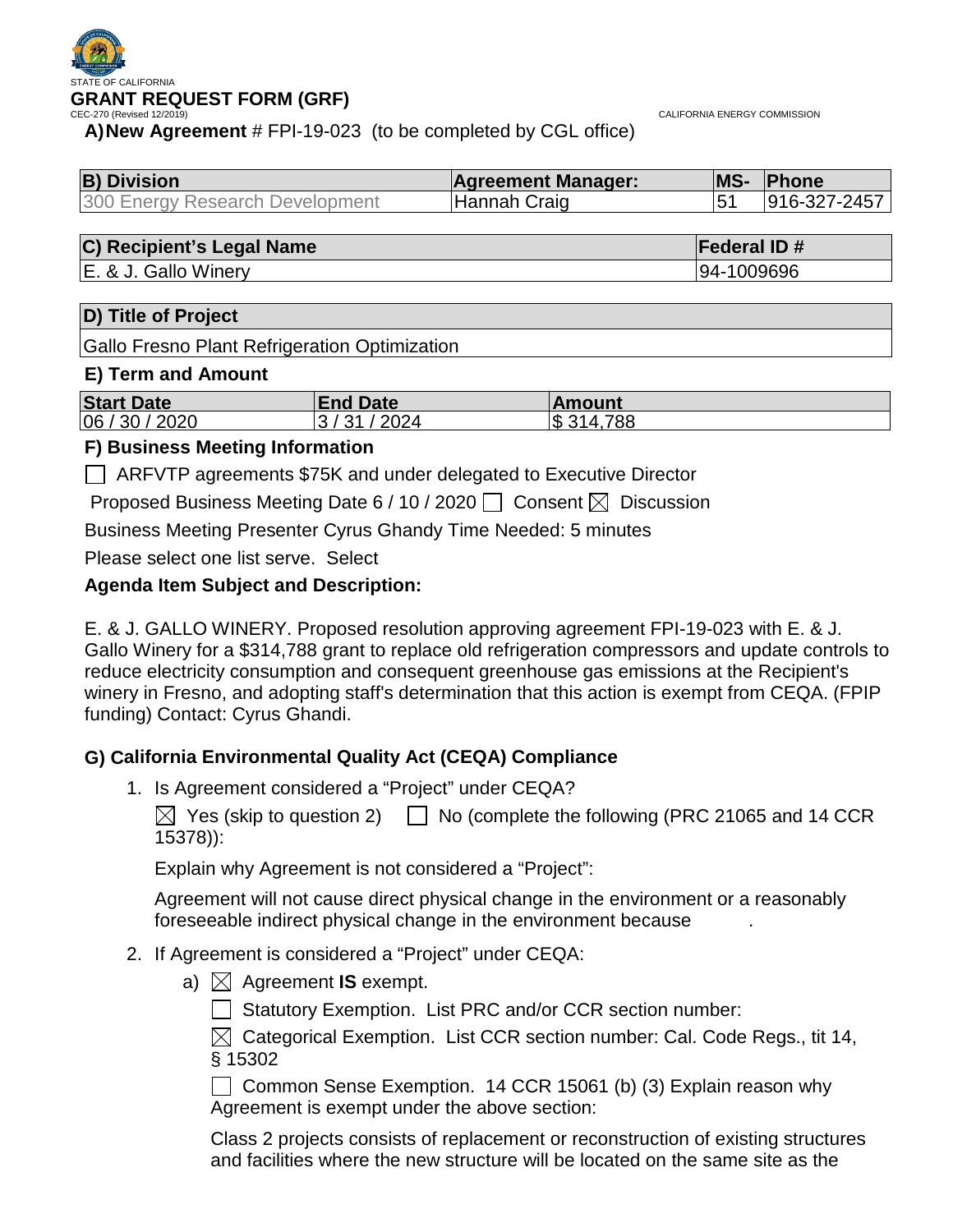STATE OF CALIFORNIA

# GRANT REQUEST FORM (GRF)

CEC-270 (Revised 12/2019) CALIFORNIA ENERGY COMMISSION

**A) New Agreement** # FPI-19-023 (to be completed by CGL office)

| **B) Division** | **Agreement Manager:** | **MS-** | **Phone** |
|---|---|---|---|
| 300 Energy Research Development | Hannah Craig | 51 | 916-327-2457 |

| **C) Recipient's Legal Name** | **Federal ID #** |
|---|---|
| E. & J. Gallo Winery | 94-1009696 |

| **D) Title of Project** |
|---|
| Gallo Fresno Plant Refrigeration Optimization |

**E) Term and Amount**

| **Start Date** | **End Date** | **Amount** |
|---|---|---|
| 06 / 30 / 2020 | 3 / 31 / 2024 | $ 314,788 |

**F) Business Meeting Information**

☐ ARFVTP agreements $75K and under delegated to Executive Director

Proposed Business Meeting Date 6 / 10 / 2020 ☐ Consent ☒ Discussion

Business Meeting Presenter Cyrus Ghandy Time Needed: 5 minutes

Please select one list serve. Select

**Agenda Item Subject and Description:**

E. & J. GALLO WINERY. Proposed resolution approving agreement FPI-19-023 with E. & J. Gallo Winery for a $314,788 grant to replace old refrigeration compressors and update controls to reduce electricity consumption and consequent greenhouse gas emissions at the Recipient's winery in Fresno, and adopting staff's determination that this action is exempt from CEQA. (FPIP funding) Contact: Cyrus Ghandi.

**G) California Environmental Quality Act (CEQA) Compliance**

1. Is Agreement considered a "Project" under CEQA?

   ☒ Yes (skip to question 2) ☐ No (complete the following (PRC 21065 and 14 CCR 15378)):

   Explain why Agreement is not considered a "Project":

   Agreement will not cause direct physical change in the environment or a reasonably foreseeable indirect physical change in the environment because .

2. If Agreement is considered a "Project" under CEQA:

   a) ☒ Agreement **IS** exempt.

   ☐ Statutory Exemption. List PRC and/or CCR section number:

   ☒ Categorical Exemption. List CCR section number: Cal. Code Regs., tit 14, § 15302

   ☐ Common Sense Exemption. 14 CCR 15061 (b) (3) Explain reason why Agreement is exempt under the above section:

   Class 2 projects consists of replacement or reconstruction of existing structures and facilities where the new structure will be located on the same site as the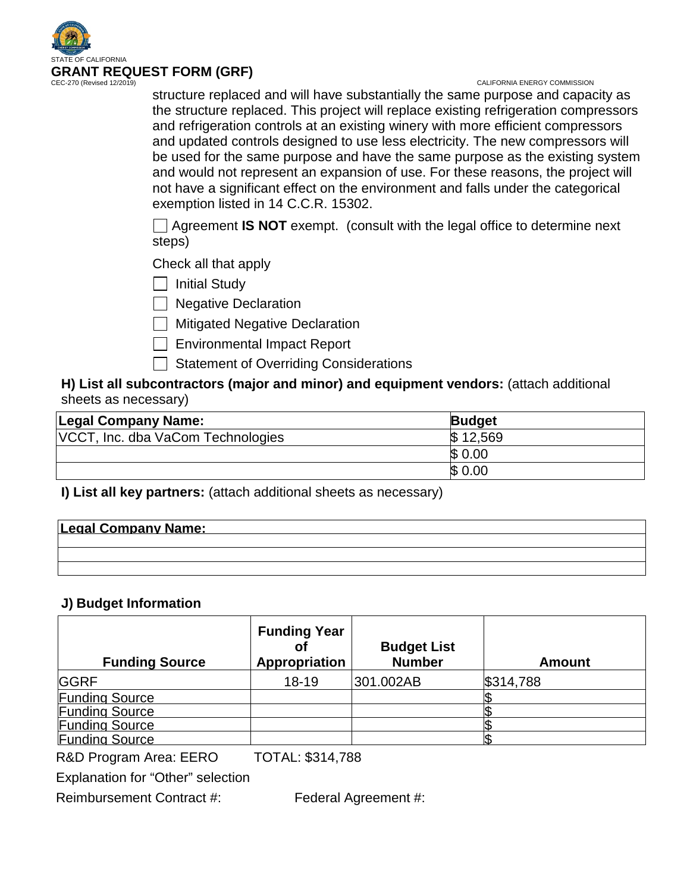structure replaced and will have substantially the same purpose and capacity as the structure replaced. This project will replace existing refrigeration compressors and refrigeration controls at an existing winery with more efficient compressors and updated controls designed to use less electricity. The new compressors will be used for the same purpose and have the same purpose as the existing system and would not represent an expansion of use. For these reasons, the project will not have a significant effect on the environment and falls under the categorical exemption listed in 14 C.C.R. 15302.

☐ Agreement **IS NOT** exempt. (consult with the legal office to determine next steps)

Check all that apply

☐ Initial Study

☐ Negative Declaration

☐ Mitigated Negative Declaration

☐ Environmental Impact Report

☐ Statement of Overriding Considerations

**H) List all subcontractors (major and minor) and equipment vendors:** (attach additional sheets as necessary)

| Legal Company Name: | Budget |
|---|---|
| VCCT, Inc. dba VaCom Technologies | $ 12,569 |
| | $ 0.00 |
| | $ 0.00 |

**I) List all key partners:** (attach additional sheets as necessary)

| Legal Company Name: |
|---|
| |
| |
| |

**J) Budget Information**

| Funding Source | Funding Year of Appropriation | Budget List Number | Amount |
|---|---|---|---|
| GGRF | 18-19 | 301.002AB | $314,788 |
| Funding Source | | | $ |
| Funding Source | | | $ |
| Funding Source | | | $ |
| Funding Source | | | $ |

R&D Program Area: EERO TOTAL: $314,788

Explanation for "Other" selection

Reimbursement Contract #: Federal Agreement #: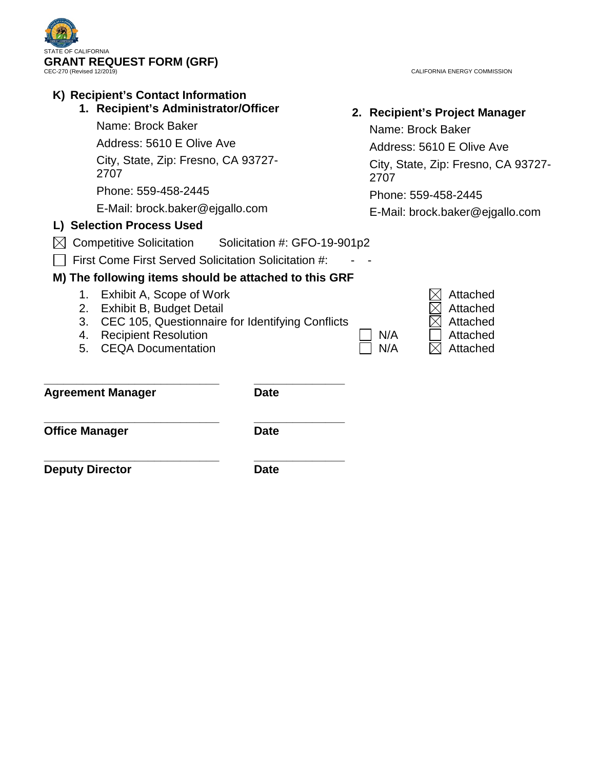STATE OF CALIFORNIA

**GRANT REQUEST FORM (GRF)**

CEC-270 (Revised 12/2019)

CALIFORNIA ENERGY COMMISSION

## K) Recipient's Contact Information

### 1. Recipient's Administrator/Officer

Name: Brock Baker

Address: 5610 E Olive Ave

City, State, Zip: Fresno, CA 93727-2707

Phone: 559-458-2445

E-Mail: brock.baker@ejgallo.com

### 2. Recipient's Project Manager

Name: Brock Baker

Address: 5610 E Olive Ave

City, State, Zip: Fresno, CA 93727-2707

Phone: 559-458-2445

E-Mail: brock.baker@ejgallo.com

## L) Selection Process Used

☒ Competitive Solicitation Solicitation #: GFO-19-901p2

☐ First Come First Served Solicitation Solicitation #: - -

## M) The following items should be attached to this GRF

| | Item | N/A | Attached |
|---|---|---|---|
| 1. | Exhibit A, Scope of Work | | ☒ Attached |
| 2. | Exhibit B, Budget Detail | | ☒ Attached |
| 3. | CEC 105, Questionnaire for Identifying Conflicts | | ☒ Attached |
| 4. | Recipient Resolution | ☐ N/A | ☐ Attached |
| 5. | CEQA Documentation | ☐ N/A | ☒ Attached |

_____________________________ _______________

**Agreement Manager** **Date**

_____________________________ _______________

**Office Manager** **Date**

_____________________________ _______________

**Deputy Director** **Date**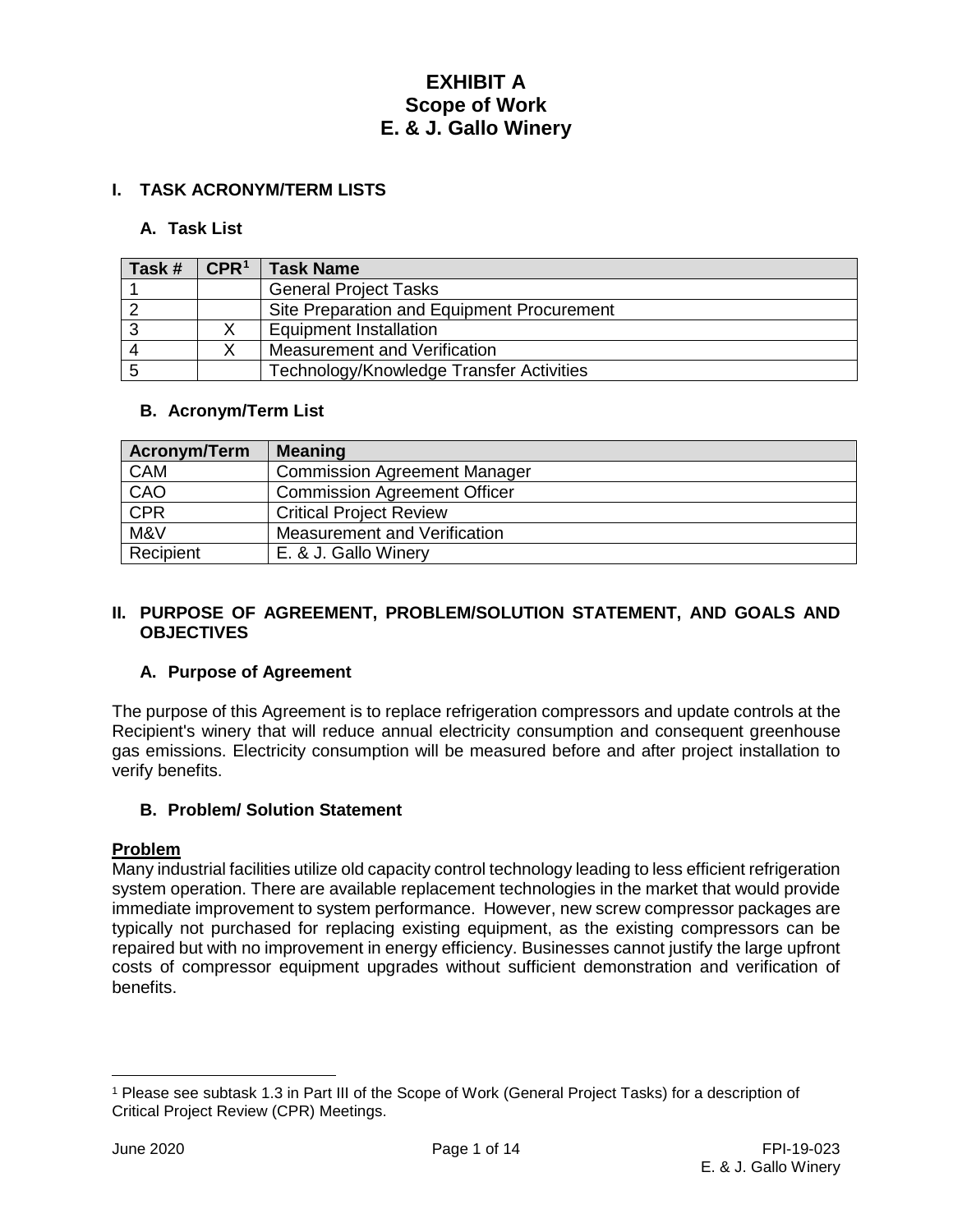# EXHIBIT A
# Scope of Work
# E. & J. Gallo Winery

## I. TASK ACRONYM/TERM LISTS

### A. Task List

| Task # | CPR[1] | Task Name |
|---|---|---|
| 1 | | General Project Tasks |
| 2 | | Site Preparation and Equipment Procurement |
| 3 | X | Equipment Installation |
| 4 | X | Measurement and Verification |
| 5 | | Technology/Knowledge Transfer Activities |

### B. Acronym/Term List

| Acronym/Term | Meaning |
|---|---|
| CAM | Commission Agreement Manager |
| CAO | Commission Agreement Officer |
| CPR | Critical Project Review |
| M&V | Measurement and Verification |
| Recipient | E. & J. Gallo Winery |

## II. PURPOSE OF AGREEMENT, PROBLEM/SOLUTION STATEMENT, AND GOALS AND OBJECTIVES

### A. Purpose of Agreement

The purpose of this Agreement is to replace refrigeration compressors and update controls at the Recipient's winery that will reduce annual electricity consumption and consequent greenhouse gas emissions. Electricity consumption will be measured before and after project installation to verify benefits.

### B. Problem/ Solution Statement

**Problem**

Many industrial facilities utilize old capacity control technology leading to less efficient refrigeration system operation. There are available replacement technologies in the market that would provide immediate improvement to system performance. However, new screw compressor packages are typically not purchased for replacing existing equipment, as the existing compressors can be repaired but with no improvement in energy efficiency. Businesses cannot justify the large upfront costs of compressor equipment upgrades without sufficient demonstration and verification of benefits.

[1] Please see subtask 1.3 in Part III of the Scope of Work (General Project Tasks) for a description of Critical Project Review (CPR) Meetings.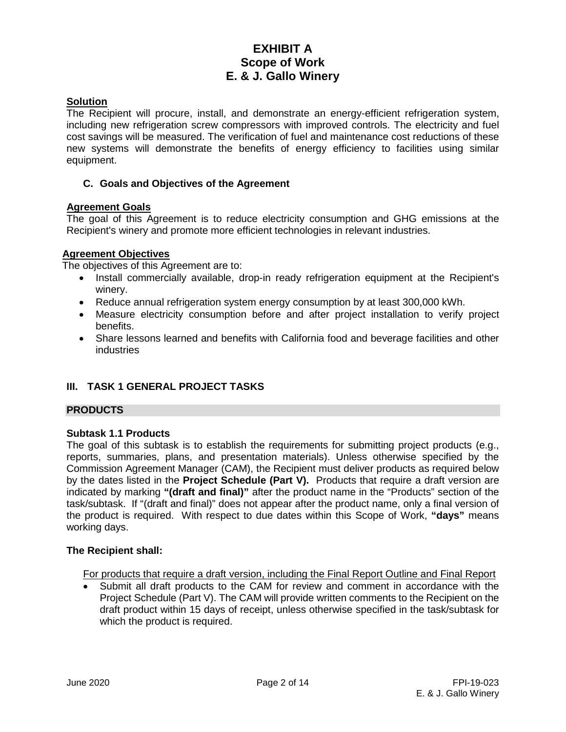# EXHIBIT A
# Scope of Work
# E. & J. Gallo Winery

**Solution**

The Recipient will procure, install, and demonstrate an energy-efficient refrigeration system, including new refrigeration screw compressors with improved controls. The electricity and fuel cost savings will be measured. The verification of fuel and maintenance cost reductions of these new systems will demonstrate the benefits of energy efficiency to facilities using similar equipment.

### C. Goals and Objectives of the Agreement

**Agreement Goals**

The goal of this Agreement is to reduce electricity consumption and GHG emissions at the Recipient's winery and promote more efficient technologies in relevant industries.

**Agreement Objectives**

The objectives of this Agreement are to:

- Install commercially available, drop-in ready refrigeration equipment at the Recipient's winery.
- Reduce annual refrigeration system energy consumption by at least 300,000 kWh.
- Measure electricity consumption before and after project installation to verify project benefits.
- Share lessons learned and benefits with California food and beverage facilities and other industries

## III. TASK 1 GENERAL PROJECT TASKS

**PRODUCTS**

**Subtask 1.1 Products**

The goal of this subtask is to establish the requirements for submitting project products (e.g., reports, summaries, plans, and presentation materials). Unless otherwise specified by the Commission Agreement Manager (CAM), the Recipient must deliver products as required below by the dates listed in the **Project Schedule (Part V).** Products that require a draft version are indicated by marking **"(draft and final)"** after the product name in the "Products" section of the task/subtask. If "(draft and final)" does not appear after the product name, only a final version of the product is required. With respect to due dates within this Scope of Work, **"days"** means working days.

**The Recipient shall:**

For products that require a draft version, including the Final Report Outline and Final Report

- Submit all draft products to the CAM for review and comment in accordance with the Project Schedule (Part V). The CAM will provide written comments to the Recipient on the draft product within 15 days of receipt, unless otherwise specified in the task/subtask for which the product is required.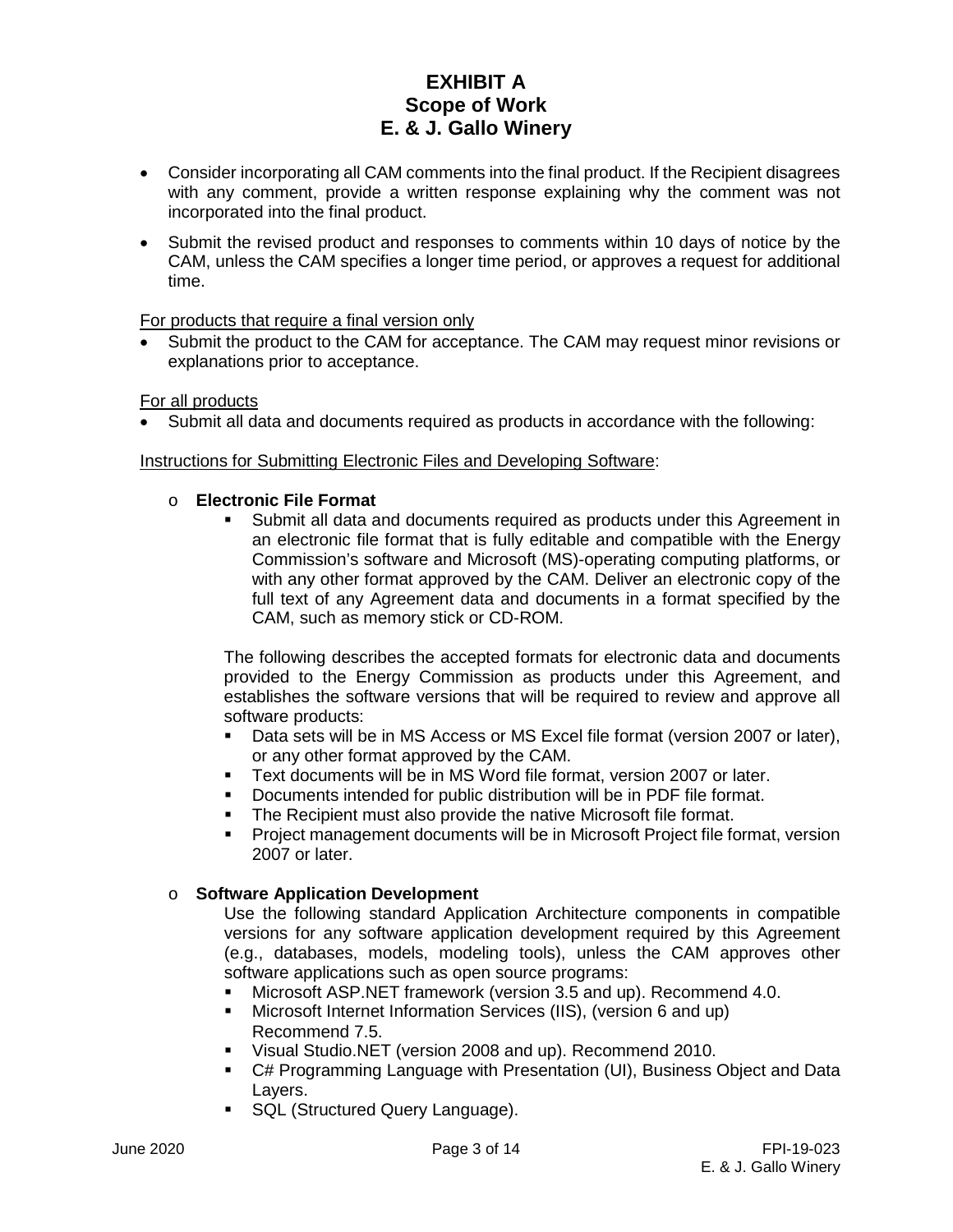- Consider incorporating all CAM comments into the final product. If the Recipient disagrees with any comment, provide a written response explaining why the comment was not incorporated into the final product.
- Submit the revised product and responses to comments within 10 days of notice by the CAM, unless the CAM specifies a longer time period, or approves a request for additional time.

For products that require a final version only

- Submit the product to the CAM for acceptance. The CAM may request minor revisions or explanations prior to acceptance.

For all products

- Submit all data and documents required as products in accordance with the following:

Instructions for Submitting Electronic Files and Developing Software:

- **Electronic File Format**
  - Submit all data and documents required as products under this Agreement in an electronic file format that is fully editable and compatible with the Energy Commission's software and Microsoft (MS)-operating computing platforms, or with any other format approved by the CAM. Deliver an electronic copy of the full text of any Agreement data and documents in a format specified by the CAM, such as memory stick or CD-ROM.

  The following describes the accepted formats for electronic data and documents provided to the Energy Commission as products under this Agreement, and establishes the software versions that will be required to review and approve all software products:

  - Data sets will be in MS Access or MS Excel file format (version 2007 or later), or any other format approved by the CAM.
  - Text documents will be in MS Word file format, version 2007 or later.
  - Documents intended for public distribution will be in PDF file format.
  - The Recipient must also provide the native Microsoft file format.
  - Project management documents will be in Microsoft Project file format, version 2007 or later.

- **Software Application Development**

  Use the following standard Application Architecture components in compatible versions for any software application development required by this Agreement (e.g., databases, models, modeling tools), unless the CAM approves other software applications such as open source programs:

  - Microsoft ASP.NET framework (version 3.5 and up). Recommend 4.0.
  - Microsoft Internet Information Services (IIS), (version 6 and up) Recommend 7.5.
  - Visual Studio.NET (version 2008 and up). Recommend 2010.
  - C# Programming Language with Presentation (UI), Business Object and Data Layers.
  - SQL (Structured Query Language).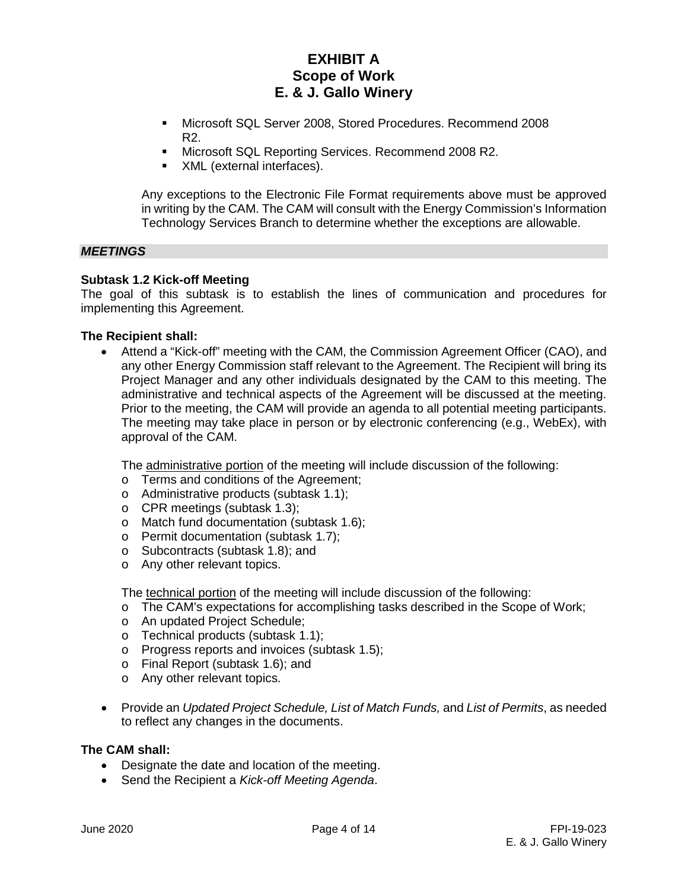- Microsoft SQL Server 2008, Stored Procedures. Recommend 2008 R2.
- Microsoft SQL Reporting Services. Recommend 2008 R2.
- XML (external interfaces).

Any exceptions to the Electronic File Format requirements above must be approved in writing by the CAM. The CAM will consult with the Energy Commission's Information Technology Services Branch to determine whether the exceptions are allowable.

## *MEETINGS*

### Subtask 1.2 Kick-off Meeting

The goal of this subtask is to establish the lines of communication and procedures for implementing this Agreement.

**The Recipient shall:**

- Attend a "Kick-off" meeting with the CAM, the Commission Agreement Officer (CAO), and any other Energy Commission staff relevant to the Agreement. The Recipient will bring its Project Manager and any other individuals designated by the CAM to this meeting. The administrative and technical aspects of the Agreement will be discussed at the meeting. Prior to the meeting, the CAM will provide an agenda to all potential meeting participants. The meeting may take place in person or by electronic conferencing (e.g., WebEx), with approval of the CAM.

  The administrative portion of the meeting will include discussion of the following:
  - Terms and conditions of the Agreement;
  - Administrative products (subtask 1.1);
  - CPR meetings (subtask 1.3);
  - Match fund documentation (subtask 1.6);
  - Permit documentation (subtask 1.7);
  - Subcontracts (subtask 1.8); and
  - Any other relevant topics.

  The technical portion of the meeting will include discussion of the following:
  - The CAM's expectations for accomplishing tasks described in the Scope of Work;
  - An updated Project Schedule;
  - Technical products (subtask 1.1);
  - Progress reports and invoices (subtask 1.5);
  - Final Report (subtask 1.6); and
  - Any other relevant topics.

- Provide an *Updated Project Schedule, List of Match Funds,* and *List of Permits*, as needed to reflect any changes in the documents.

**The CAM shall:**

- Designate the date and location of the meeting.
- Send the Recipient a *Kick-off Meeting Agenda*.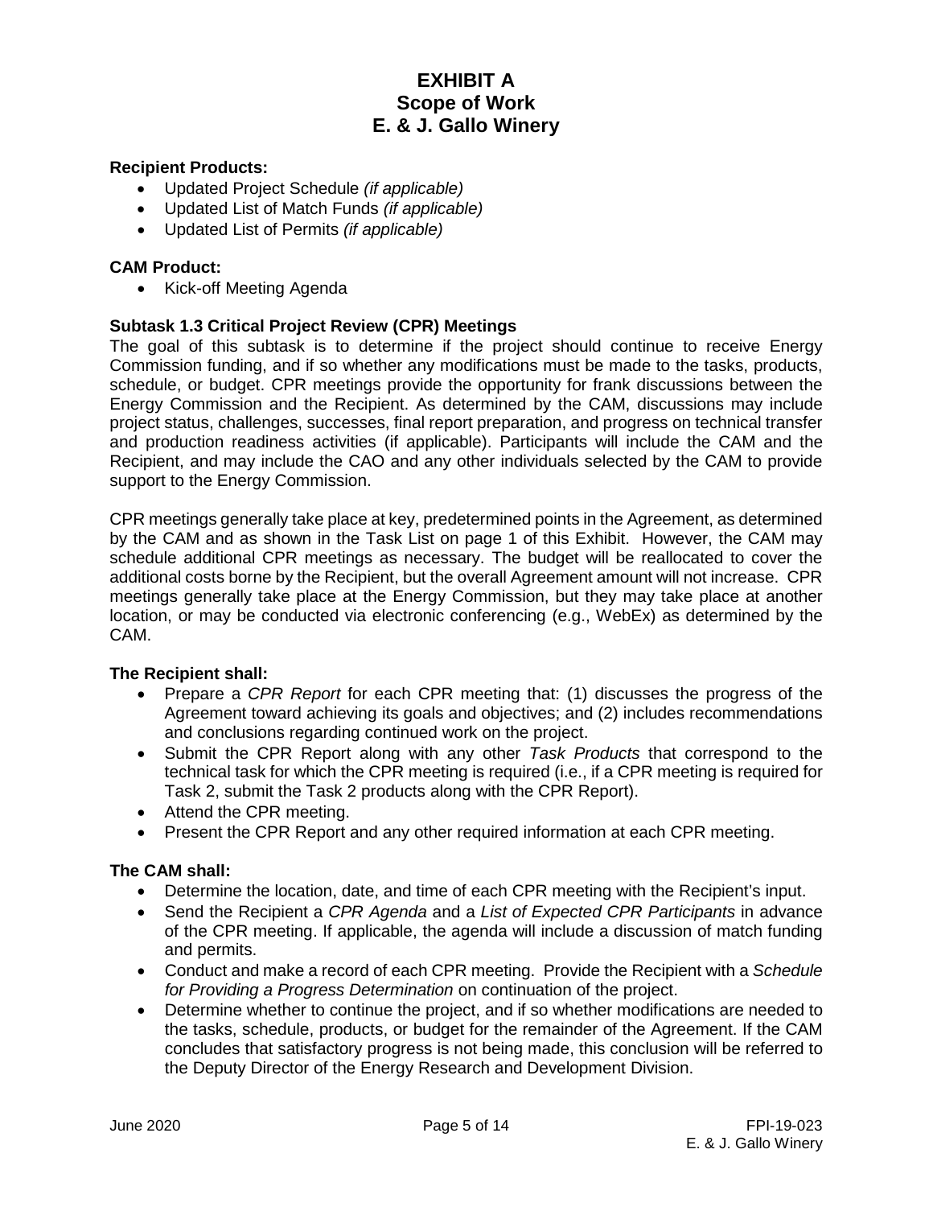**Recipient Products:**

- Updated Project Schedule *(if applicable)*
- Updated List of Match Funds *(if applicable)*
- Updated List of Permits *(if applicable)*

**CAM Product:**

- Kick-off Meeting Agenda

### Subtask 1.3 Critical Project Review (CPR) Meetings

The goal of this subtask is to determine if the project should continue to receive Energy Commission funding, and if so whether any modifications must be made to the tasks, products, schedule, or budget. CPR meetings provide the opportunity for frank discussions between the Energy Commission and the Recipient. As determined by the CAM, discussions may include project status, challenges, successes, final report preparation, and progress on technical transfer and production readiness activities (if applicable). Participants will include the CAM and the Recipient, and may include the CAO and any other individuals selected by the CAM to provide support to the Energy Commission.

CPR meetings generally take place at key, predetermined points in the Agreement, as determined by the CAM and as shown in the Task List on page 1 of this Exhibit. However, the CAM may schedule additional CPR meetings as necessary. The budget will be reallocated to cover the additional costs borne by the Recipient, but the overall Agreement amount will not increase. CPR meetings generally take place at the Energy Commission, but they may take place at another location, or may be conducted via electronic conferencing (e.g., WebEx) as determined by the CAM.

**The Recipient shall:**

- Prepare a *CPR Report* for each CPR meeting that: (1) discusses the progress of the Agreement toward achieving its goals and objectives; and (2) includes recommendations and conclusions regarding continued work on the project.
- Submit the CPR Report along with any other *Task Products* that correspond to the technical task for which the CPR meeting is required (i.e., if a CPR meeting is required for Task 2, submit the Task 2 products along with the CPR Report).
- Attend the CPR meeting.
- Present the CPR Report and any other required information at each CPR meeting.

**The CAM shall:**

- Determine the location, date, and time of each CPR meeting with the Recipient's input.
- Send the Recipient a *CPR Agenda* and a *List of Expected CPR Participants* in advance of the CPR meeting. If applicable, the agenda will include a discussion of match funding and permits.
- Conduct and make a record of each CPR meeting. Provide the Recipient with a *Schedule for Providing a Progress Determination* on continuation of the project.
- Determine whether to continue the project, and if so whether modifications are needed to the tasks, schedule, products, or budget for the remainder of the Agreement. If the CAM concludes that satisfactory progress is not being made, this conclusion will be referred to the Deputy Director of the Energy Research and Development Division.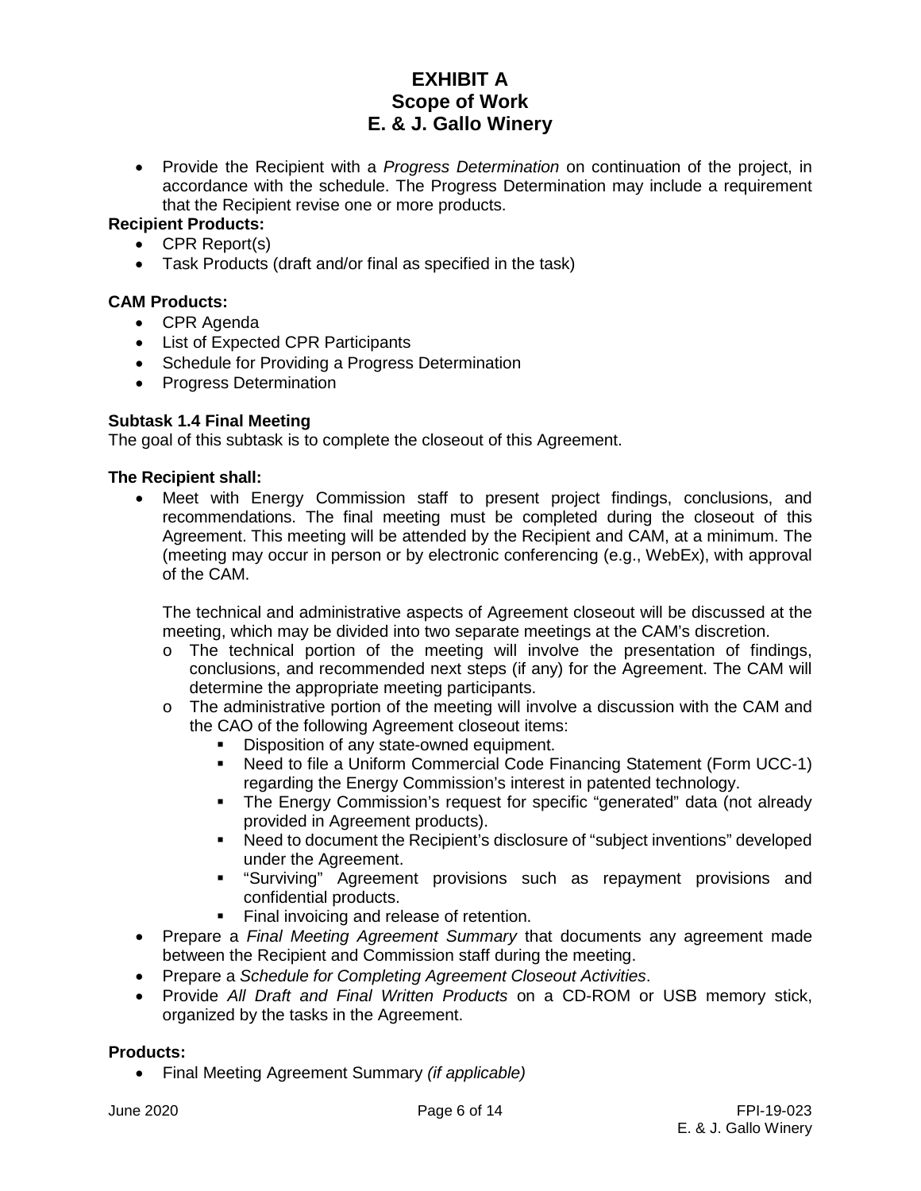- Provide the Recipient with a *Progress Determination* on continuation of the project, in accordance with the schedule. The Progress Determination may include a requirement that the Recipient revise one or more products.

**Recipient Products:**

- CPR Report(s)
- Task Products (draft and/or final as specified in the task)

**CAM Products:**

- CPR Agenda
- List of Expected CPR Participants
- Schedule for Providing a Progress Determination
- Progress Determination

**Subtask 1.4 Final Meeting**

The goal of this subtask is to complete the closeout of this Agreement.

**The Recipient shall:**

- Meet with Energy Commission staff to present project findings, conclusions, and recommendations. The final meeting must be completed during the closeout of this Agreement. This meeting will be attended by the Recipient and CAM, at a minimum. The (meeting may occur in person or by electronic conferencing (e.g., WebEx), with approval of the CAM.

  The technical and administrative aspects of Agreement closeout will be discussed at the meeting, which may be divided into two separate meetings at the CAM's discretion.
  - The technical portion of the meeting will involve the presentation of findings, conclusions, and recommended next steps (if any) for the Agreement. The CAM will determine the appropriate meeting participants.
  - The administrative portion of the meeting will involve a discussion with the CAM and the CAO of the following Agreement closeout items:
    - Disposition of any state-owned equipment.
    - Need to file a Uniform Commercial Code Financing Statement (Form UCC-1) regarding the Energy Commission's interest in patented technology.
    - The Energy Commission's request for specific "generated" data (not already provided in Agreement products).
    - Need to document the Recipient's disclosure of "subject inventions" developed under the Agreement.
    - "Surviving" Agreement provisions such as repayment provisions and confidential products.
    - Final invoicing and release of retention.
- Prepare a *Final Meeting Agreement Summary* that documents any agreement made between the Recipient and Commission staff during the meeting.
- Prepare a *Schedule for Completing Agreement Closeout Activities*.
- Provide *All Draft and Final Written Products* on a CD-ROM or USB memory stick, organized by the tasks in the Agreement.

**Products:**

- Final Meeting Agreement Summary *(if applicable)*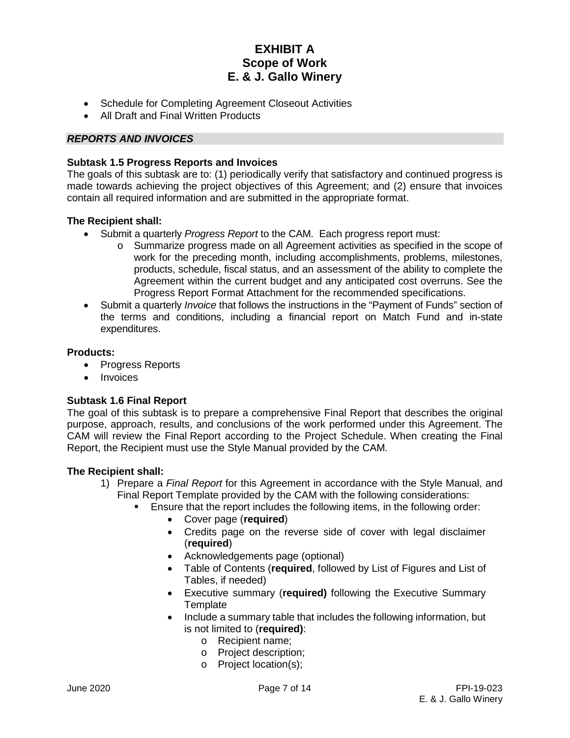- Schedule for Completing Agreement Closeout Activities
- All Draft and Final Written Products

***REPORTS AND INVOICES***

**Subtask 1.5 Progress Reports and Invoices**

The goals of this subtask are to: (1) periodically verify that satisfactory and continued progress is made towards achieving the project objectives of this Agreement; and (2) ensure that invoices contain all required information and are submitted in the appropriate format.

**The Recipient shall:**

- Submit a quarterly *Progress Report* to the CAM. Each progress report must:
    - o Summarize progress made on all Agreement activities as specified in the scope of work for the preceding month, including accomplishments, problems, milestones, products, schedule, fiscal status, and an assessment of the ability to complete the Agreement within the current budget and any anticipated cost overruns. See the Progress Report Format Attachment for the recommended specifications.
- Submit a quarterly *Invoice* that follows the instructions in the "Payment of Funds" section of the terms and conditions, including a financial report on Match Fund and in-state expenditures.

**Products:**

- Progress Reports
- Invoices

**Subtask 1.6 Final Report**

The goal of this subtask is to prepare a comprehensive Final Report that describes the original purpose, approach, results, and conclusions of the work performed under this Agreement. The CAM will review the Final Report according to the Project Schedule. When creating the Final Report, the Recipient must use the Style Manual provided by the CAM.

**The Recipient shall:**

1) Prepare a *Final Report* for this Agreement in accordance with the Style Manual, and Final Report Template provided by the CAM with the following considerations:
    - Ensure that the report includes the following items, in the following order:
        - Cover page (**required**)
        - Credits page on the reverse side of cover with legal disclaimer (**required**)
        - Acknowledgements page (optional)
        - Table of Contents (**required**, followed by List of Figures and List of Tables, if needed)
        - Executive summary (**required)** following the Executive Summary Template
        - Include a summary table that includes the following information, but is not limited to (**required)**:
            - o Recipient name;
            - o Project description;
            - o Project location(s);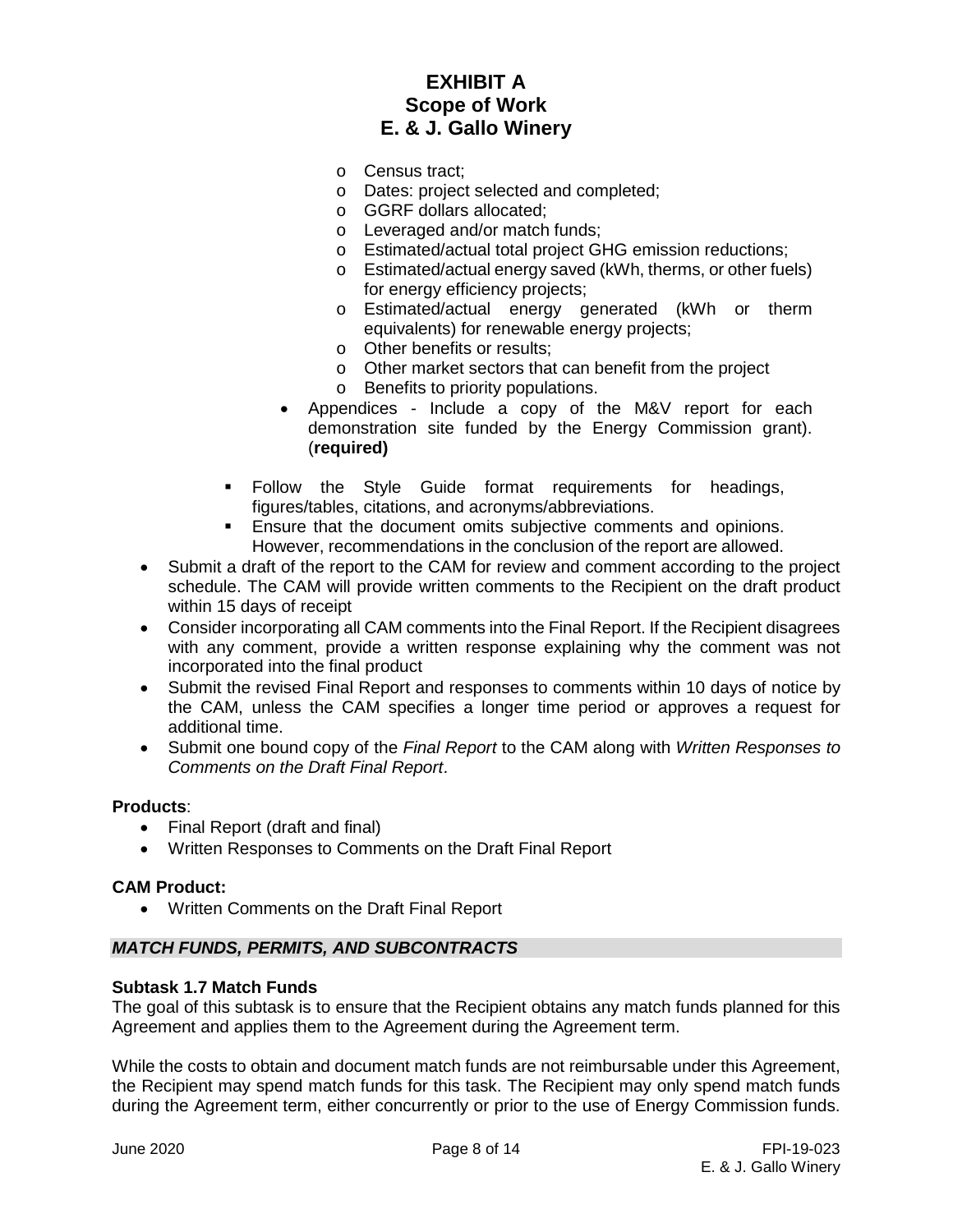- Census tract;
        - Dates: project selected and completed;
        - GGRF dollars allocated;
        - Leveraged and/or match funds;
        - Estimated/actual total project GHG emission reductions;
        - Estimated/actual energy saved (kWh, therms, or other fuels) for energy efficiency projects;
        - Estimated/actual energy generated (kWh or therm equivalents) for renewable energy projects;
        - Other benefits or results;
        - Other market sectors that can benefit from the project
        - Benefits to priority populations.
      - Appendices - Include a copy of the M&V report for each demonstration site funded by the Energy Commission grant). (**required)**
    - Follow the Style Guide format requirements for headings, figures/tables, citations, and acronyms/abbreviations.
    - Ensure that the document omits subjective comments and opinions. However, recommendations in the conclusion of the report are allowed.
- Submit a draft of the report to the CAM for review and comment according to the project schedule. The CAM will provide written comments to the Recipient on the draft product within 15 days of receipt
- Consider incorporating all CAM comments into the Final Report. If the Recipient disagrees with any comment, provide a written response explaining why the comment was not incorporated into the final product
- Submit the revised Final Report and responses to comments within 10 days of notice by the CAM, unless the CAM specifies a longer time period or approves a request for additional time.
- Submit one bound copy of the *Final Report* to the CAM along with *Written Responses to Comments on the Draft Final Report*.

**Products**:

- Final Report (draft and final)
- Written Responses to Comments on the Draft Final Report

**CAM Product:**

- Written Comments on the Draft Final Report

### ***MATCH FUNDS, PERMITS, AND SUBCONTRACTS***

**Subtask 1.7 Match Funds**

The goal of this subtask is to ensure that the Recipient obtains any match funds planned for this Agreement and applies them to the Agreement during the Agreement term.

While the costs to obtain and document match funds are not reimbursable under this Agreement, the Recipient may spend match funds for this task. The Recipient may only spend match funds during the Agreement term, either concurrently or prior to the use of Energy Commission funds.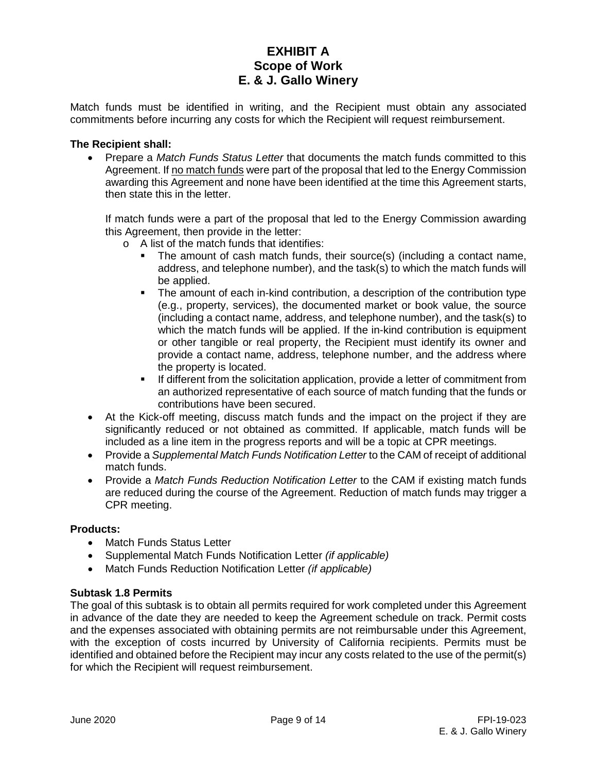Match funds must be identified in writing, and the Recipient must obtain any associated commitments before incurring any costs for which the Recipient will request reimbursement.

**The Recipient shall:**

- Prepare a *Match Funds Status Letter* that documents the match funds committed to this Agreement. If no match funds were part of the proposal that led to the Energy Commission awarding this Agreement and none have been identified at the time this Agreement starts, then state this in the letter.

  If match funds were a part of the proposal that led to the Energy Commission awarding this Agreement, then provide in the letter:
  - A list of the match funds that identifies:
    - The amount of cash match funds, their source(s) (including a contact name, address, and telephone number), and the task(s) to which the match funds will be applied.
    - The amount of each in-kind contribution, a description of the contribution type (e.g., property, services), the documented market or book value, the source (including a contact name, address, and telephone number), and the task(s) to which the match funds will be applied. If the in-kind contribution is equipment or other tangible or real property, the Recipient must identify its owner and provide a contact name, address, telephone number, and the address where the property is located.
    - If different from the solicitation application, provide a letter of commitment from an authorized representative of each source of match funding that the funds or contributions have been secured.
- At the Kick-off meeting, discuss match funds and the impact on the project if they are significantly reduced or not obtained as committed. If applicable, match funds will be included as a line item in the progress reports and will be a topic at CPR meetings.
- Provide a *Supplemental Match Funds Notification Letter* to the CAM of receipt of additional match funds.
- Provide a *Match Funds Reduction Notification Letter* to the CAM if existing match funds are reduced during the course of the Agreement. Reduction of match funds may trigger a CPR meeting.

**Products:**

- Match Funds Status Letter
- Supplemental Match Funds Notification Letter *(if applicable)*
- Match Funds Reduction Notification Letter *(if applicable)*

**Subtask 1.8 Permits**

The goal of this subtask is to obtain all permits required for work completed under this Agreement in advance of the date they are needed to keep the Agreement schedule on track. Permit costs and the expenses associated with obtaining permits are not reimbursable under this Agreement, with the exception of costs incurred by University of California recipients. Permits must be identified and obtained before the Recipient may incur any costs related to the use of the permit(s) for which the Recipient will request reimbursement.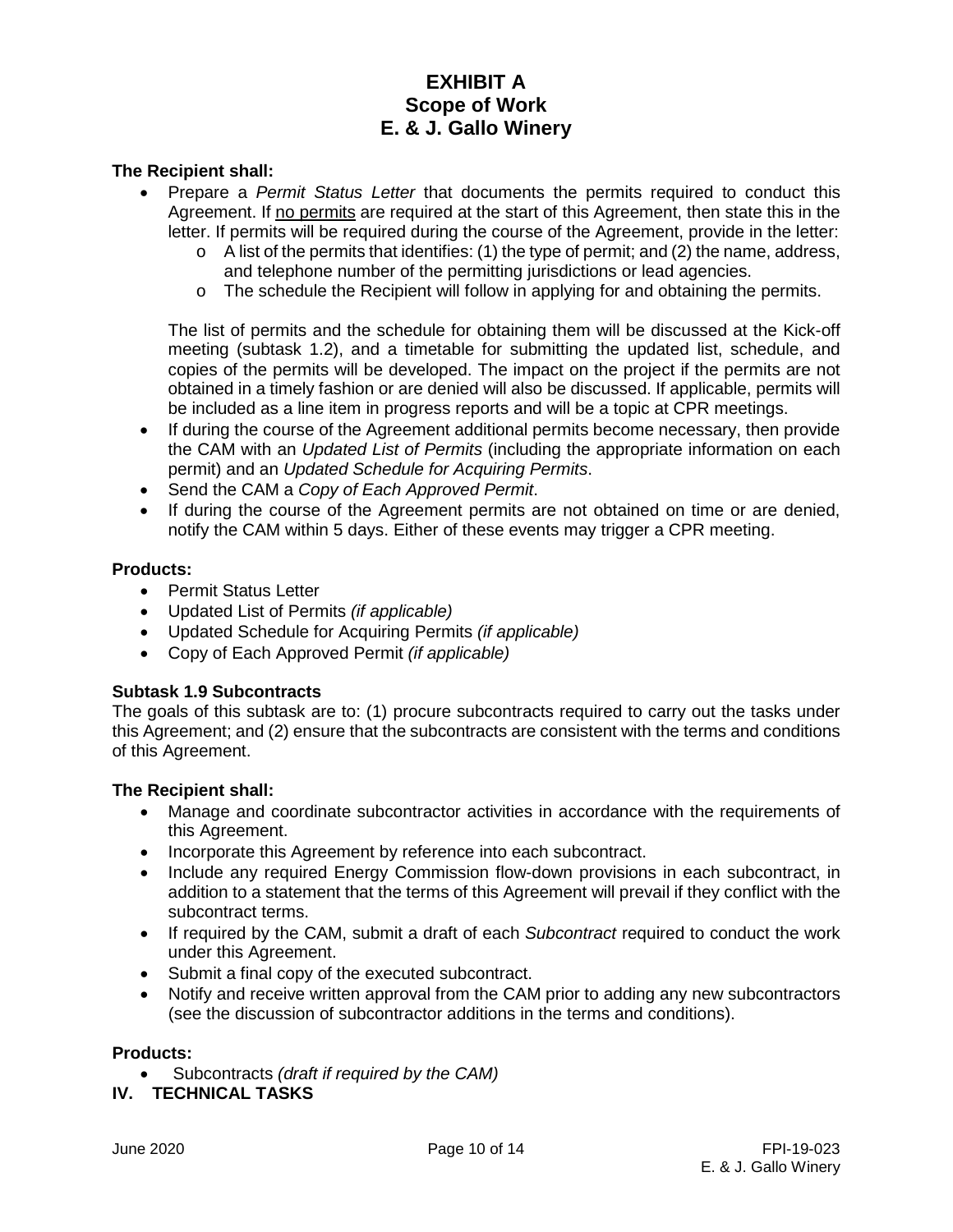# EXHIBIT A
# Scope of Work
# E. & J. Gallo Winery

**The Recipient shall:**

- Prepare a *Permit Status Letter* that documents the permits required to conduct this Agreement. If no permits are required at the start of this Agreement, then state this in the letter. If permits will be required during the course of the Agreement, provide in the letter:
  - A list of the permits that identifies: (1) the type of permit; and (2) the name, address, and telephone number of the permitting jurisdictions or lead agencies.
  - The schedule the Recipient will follow in applying for and obtaining the permits.

  The list of permits and the schedule for obtaining them will be discussed at the Kick-off meeting (subtask 1.2), and a timetable for submitting the updated list, schedule, and copies of the permits will be developed. The impact on the project if the permits are not obtained in a timely fashion or are denied will also be discussed. If applicable, permits will be included as a line item in progress reports and will be a topic at CPR meetings.
- If during the course of the Agreement additional permits become necessary, then provide the CAM with an *Updated List of Permits* (including the appropriate information on each permit) and an *Updated Schedule for Acquiring Permits*.
- Send the CAM a *Copy of Each Approved Permit*.
- If during the course of the Agreement permits are not obtained on time or are denied, notify the CAM within 5 days. Either of these events may trigger a CPR meeting.

**Products:**

- Permit Status Letter
- Updated List of Permits *(if applicable)*
- Updated Schedule for Acquiring Permits *(if applicable)*
- Copy of Each Approved Permit *(if applicable)*

### Subtask 1.9 Subcontracts

The goals of this subtask are to: (1) procure subcontracts required to carry out the tasks under this Agreement; and (2) ensure that the subcontracts are consistent with the terms and conditions of this Agreement.

**The Recipient shall:**

- Manage and coordinate subcontractor activities in accordance with the requirements of this Agreement.
- Incorporate this Agreement by reference into each subcontract.
- Include any required Energy Commission flow-down provisions in each subcontract, in addition to a statement that the terms of this Agreement will prevail if they conflict with the subcontract terms.
- If required by the CAM, submit a draft of each *Subcontract* required to conduct the work under this Agreement.
- Submit a final copy of the executed subcontract.
- Notify and receive written approval from the CAM prior to adding any new subcontractors (see the discussion of subcontractor additions in the terms and conditions).

**Products:**

- Subcontracts *(draft if required by the CAM)*

## IV. TECHNICAL TASKS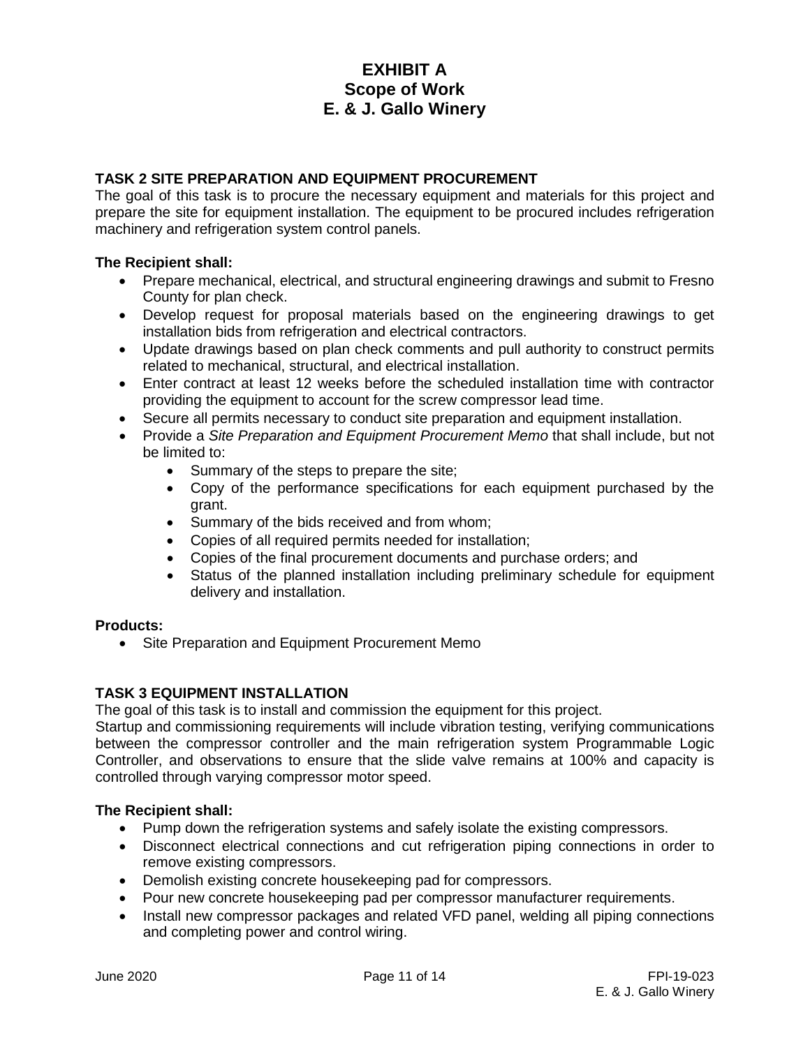# EXHIBIT A
# Scope of Work
# E. & J. Gallo Winery

### TASK 2 SITE PREPARATION AND EQUIPMENT PROCUREMENT

The goal of this task is to procure the necessary equipment and materials for this project and prepare the site for equipment installation. The equipment to be procured includes refrigeration machinery and refrigeration system control panels.

**The Recipient shall:**

- Prepare mechanical, electrical, and structural engineering drawings and submit to Fresno County for plan check.
- Develop request for proposal materials based on the engineering drawings to get installation bids from refrigeration and electrical contractors.
- Update drawings based on plan check comments and pull authority to construct permits related to mechanical, structural, and electrical installation.
- Enter contract at least 12 weeks before the scheduled installation time with contractor providing the equipment to account for the screw compressor lead time.
- Secure all permits necessary to conduct site preparation and equipment installation.
- Provide a *Site Preparation and Equipment Procurement Memo* that shall include, but not be limited to:
  - Summary of the steps to prepare the site;
  - Copy of the performance specifications for each equipment purchased by the grant.
  - Summary of the bids received and from whom;
  - Copies of all required permits needed for installation;
  - Copies of the final procurement documents and purchase orders; and
  - Status of the planned installation including preliminary schedule for equipment delivery and installation.

**Products:**

- Site Preparation and Equipment Procurement Memo

### TASK 3 EQUIPMENT INSTALLATION

The goal of this task is to install and commission the equipment for this project.

Startup and commissioning requirements will include vibration testing, verifying communications between the compressor controller and the main refrigeration system Programmable Logic Controller, and observations to ensure that the slide valve remains at 100% and capacity is controlled through varying compressor motor speed.

**The Recipient shall:**

- Pump down the refrigeration systems and safely isolate the existing compressors.
- Disconnect electrical connections and cut refrigeration piping connections in order to remove existing compressors.
- Demolish existing concrete housekeeping pad for compressors.
- Pour new concrete housekeeping pad per compressor manufacturer requirements.
- Install new compressor packages and related VFD panel, welding all piping connections and completing power and control wiring.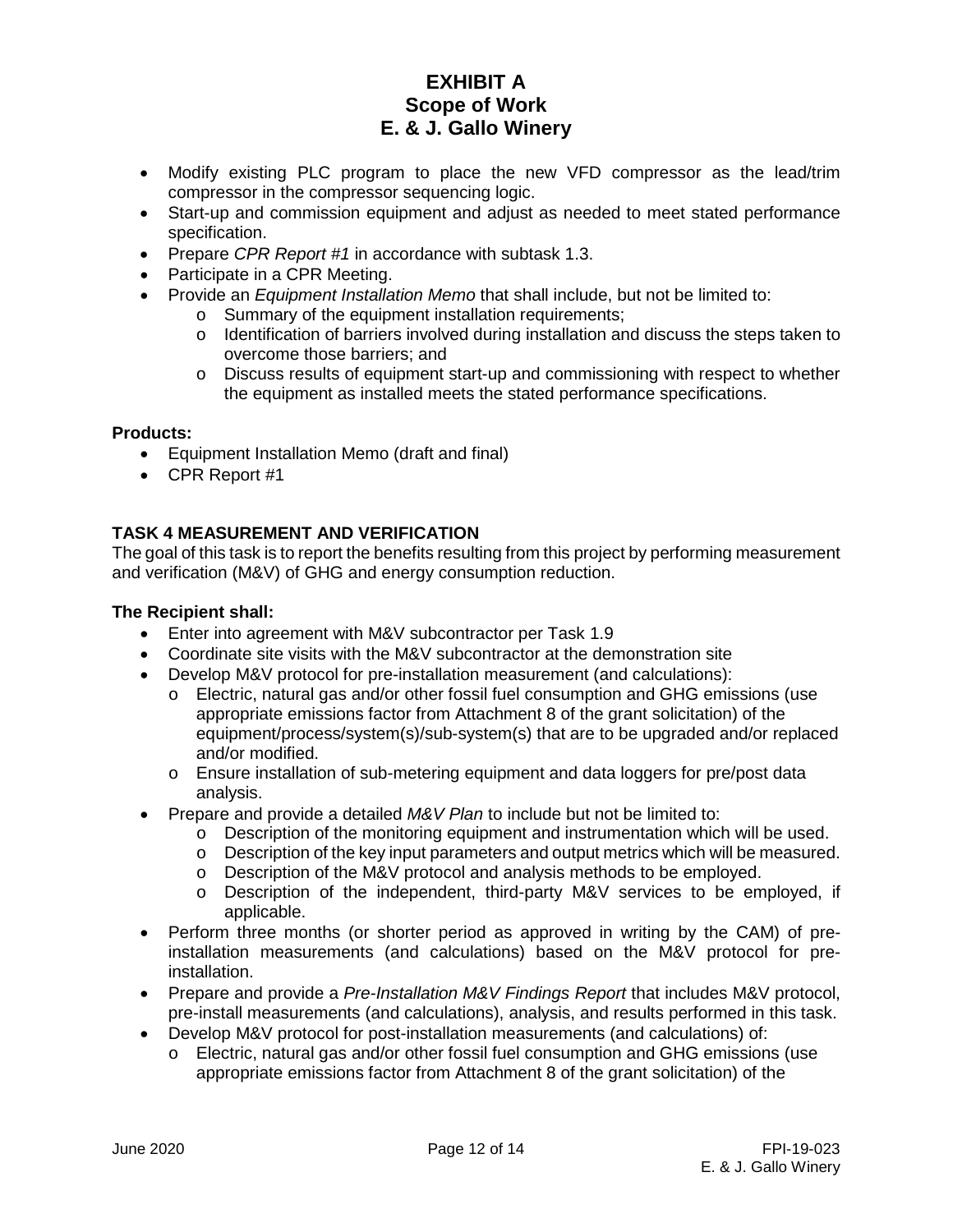- Modify existing PLC program to place the new VFD compressor as the lead/trim compressor in the compressor sequencing logic.
- Start-up and commission equipment and adjust as needed to meet stated performance specification.
- Prepare *CPR Report #1* in accordance with subtask 1.3.
- Participate in a CPR Meeting.
- Provide an *Equipment Installation Memo* that shall include, but not be limited to:
    - Summary of the equipment installation requirements;
    - Identification of barriers involved during installation and discuss the steps taken to overcome those barriers; and
    - Discuss results of equipment start-up and commissioning with respect to whether the equipment as installed meets the stated performance specifications.

**Products:**

- Equipment Installation Memo (draft and final)
- CPR Report #1

**TASK 4 MEASUREMENT AND VERIFICATION**

The goal of this task is to report the benefits resulting from this project by performing measurement and verification (M&V) of GHG and energy consumption reduction.

**The Recipient shall:**

- Enter into agreement with M&V subcontractor per Task 1.9
- Coordinate site visits with the M&V subcontractor at the demonstration site
- Develop M&V protocol for pre-installation measurement (and calculations):
    - Electric, natural gas and/or other fossil fuel consumption and GHG emissions (use appropriate emissions factor from Attachment 8 of the grant solicitation) of the equipment/process/system(s)/sub-system(s) that are to be upgraded and/or replaced and/or modified.
    - Ensure installation of sub-metering equipment and data loggers for pre/post data analysis.
- Prepare and provide a detailed *M&V Plan* to include but not be limited to:
    - Description of the monitoring equipment and instrumentation which will be used.
    - Description of the key input parameters and output metrics which will be measured.
    - Description of the M&V protocol and analysis methods to be employed.
    - Description of the independent, third-party M&V services to be employed, if applicable.
- Perform three months (or shorter period as approved in writing by the CAM) of pre-installation measurements (and calculations) based on the M&V protocol for pre-installation.
- Prepare and provide a *Pre-Installation M&V Findings Report* that includes M&V protocol, pre-install measurements (and calculations), analysis, and results performed in this task.
- Develop M&V protocol for post-installation measurements (and calculations) of:
    - Electric, natural gas and/or other fossil fuel consumption and GHG emissions (use appropriate emissions factor from Attachment 8 of the grant solicitation) of the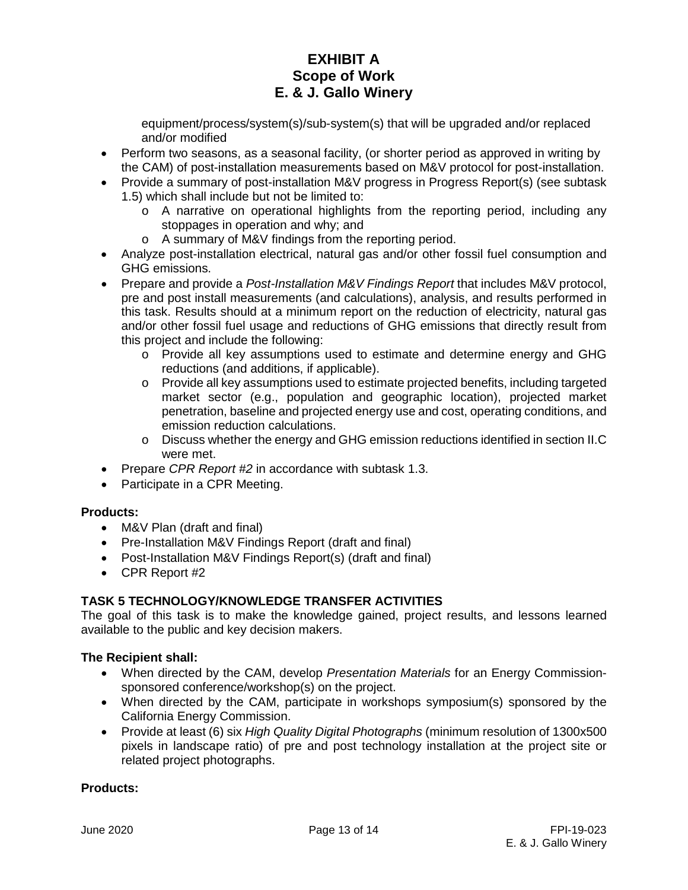equipment/process/system(s)/sub-system(s) that will be upgraded and/or replaced and/or modified

- Perform two seasons, as a seasonal facility, (or shorter period as approved in writing by the CAM) of post-installation measurements based on M&V protocol for post-installation.
- Provide a summary of post-installation M&V progress in Progress Report(s) (see subtask 1.5) which shall include but not be limited to:
  - A narrative on operational highlights from the reporting period, including any stoppages in operation and why; and
  - A summary of M&V findings from the reporting period.
- Analyze post-installation electrical, natural gas and/or other fossil fuel consumption and GHG emissions.
- Prepare and provide a *Post-Installation M&V Findings Report* that includes M&V protocol, pre and post install measurements (and calculations), analysis, and results performed in this task. Results should at a minimum report on the reduction of electricity, natural gas and/or other fossil fuel usage and reductions of GHG emissions that directly result from this project and include the following:
  - Provide all key assumptions used to estimate and determine energy and GHG reductions (and additions, if applicable).
  - Provide all key assumptions used to estimate projected benefits, including targeted market sector (e.g., population and geographic location), projected market penetration, baseline and projected energy use and cost, operating conditions, and emission reduction calculations.
  - Discuss whether the energy and GHG emission reductions identified in section II.C were met.
- Prepare *CPR Report #2* in accordance with subtask 1.3.
- Participate in a CPR Meeting.

**Products:**

- M&V Plan (draft and final)
- Pre-Installation M&V Findings Report (draft and final)
- Post-Installation M&V Findings Report(s) (draft and final)
- CPR Report #2

### TASK 5 TECHNOLOGY/KNOWLEDGE TRANSFER ACTIVITIES

The goal of this task is to make the knowledge gained, project results, and lessons learned available to the public and key decision makers.

**The Recipient shall:**

- When directed by the CAM, develop *Presentation Materials* for an Energy Commission-sponsored conference/workshop(s) on the project.
- When directed by the CAM, participate in workshops symposium(s) sponsored by the California Energy Commission.
- Provide at least (6) six *High Quality Digital Photographs* (minimum resolution of 1300x500 pixels in landscape ratio) of pre and post technology installation at the project site or related project photographs.

**Products:**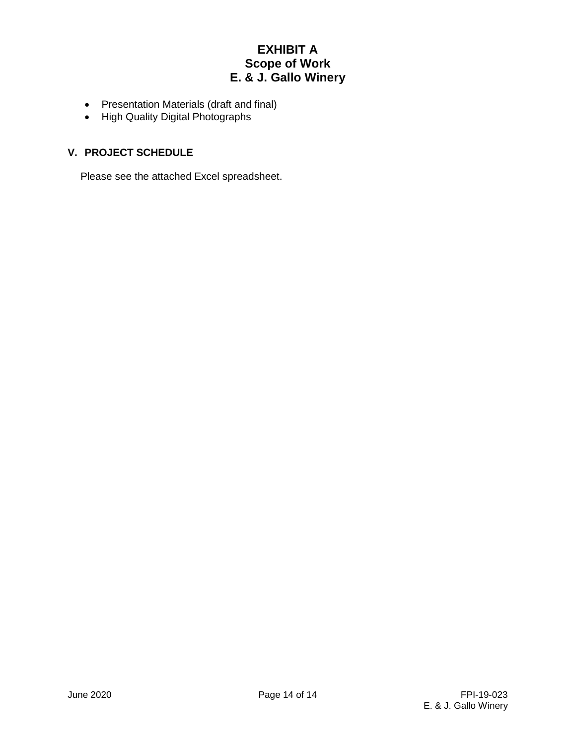- Presentation Materials (draft and final)
- High Quality Digital Photographs

## V. PROJECT SCHEDULE

Please see the attached Excel spreadsheet.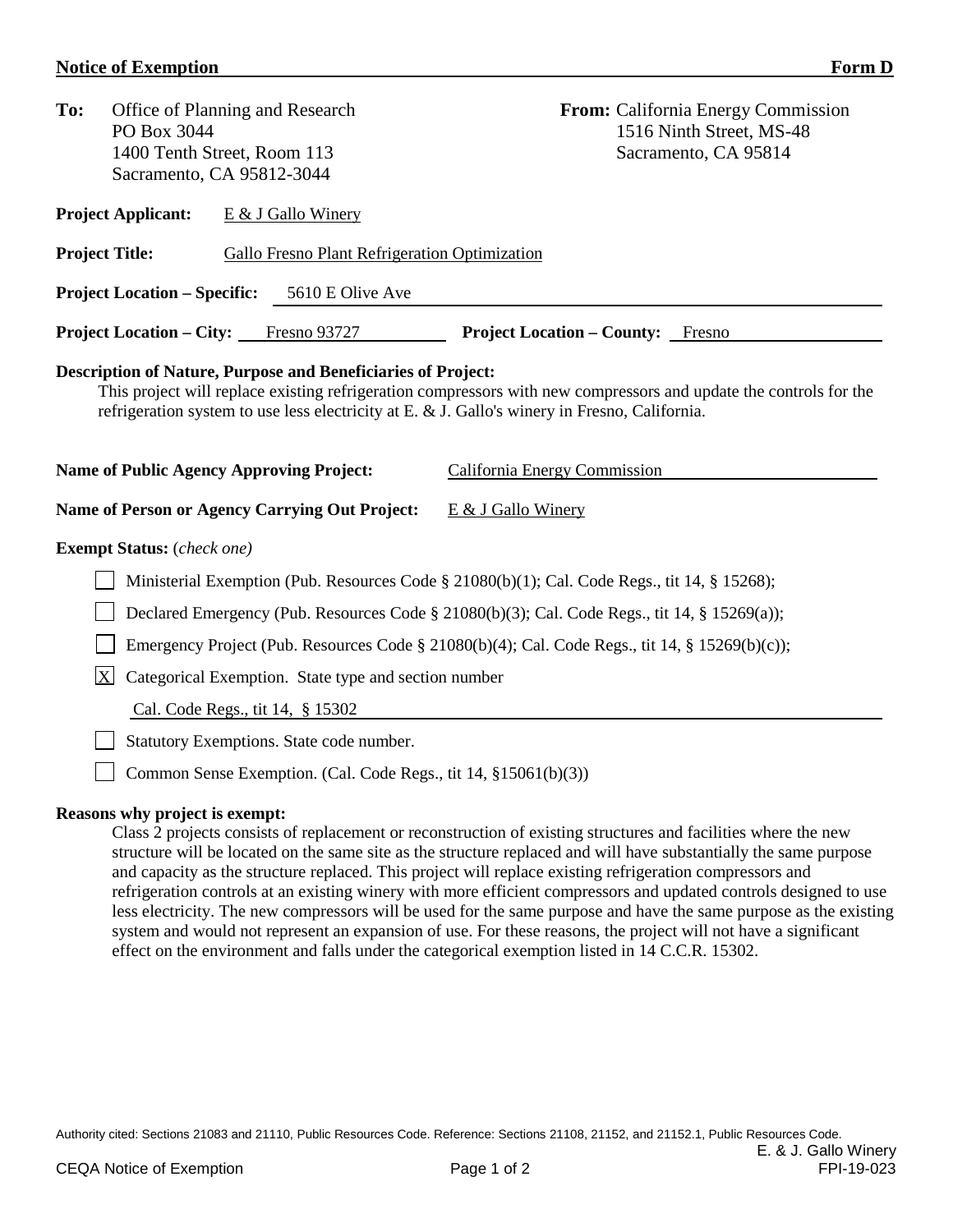## Notice of Exemption — Form D

**To:** Office of Planning and Research
PO Box 3044
1400 Tenth Street, Room 113
Sacramento, CA 95812-3044

**From:** California Energy Commission
1516 Ninth Street, MS-48
Sacramento, CA 95814

**Project Applicant:** E & J Gallo Winery

**Project Title:** Gallo Fresno Plant Refrigeration Optimization

**Project Location – Specific:** 5610 E Olive Ave

**Project Location – City:** Fresno 93727 **Project Location – County:** Fresno

**Description of Nature, Purpose and Beneficiaries of Project:**
This project will replace existing refrigeration compressors with new compressors and update the controls for the refrigeration system to use less electricity at E. & J. Gallo's winery in Fresno, California.

**Name of Public Agency Approving Project:** California Energy Commission

**Name of Person or Agency Carrying Out Project:** E & J Gallo Winery

**Exempt Status:** (*check one*)

- [ ] Ministerial Exemption (Pub. Resources Code § 21080(b)(1); Cal. Code Regs., tit 14, § 15268);
- [ ] Declared Emergency (Pub. Resources Code § 21080(b)(3); Cal. Code Regs., tit 14, § 15269(a));
- [ ] Emergency Project (Pub. Resources Code § 21080(b)(4); Cal. Code Regs., tit 14, § 15269(b)(c));
- [X] Categorical Exemption. State type and section number
  Cal. Code Regs., tit 14, § 15302
- [ ] Statutory Exemptions. State code number.
- [ ] Common Sense Exemption. (Cal. Code Regs., tit 14, §15061(b)(3))

**Reasons why project is exempt:**
Class 2 projects consists of replacement or reconstruction of existing structures and facilities where the new structure will be located on the same site as the structure replaced and will have substantially the same purpose and capacity as the structure replaced. This project will replace existing refrigeration compressors and refrigeration controls at an existing winery with more efficient compressors and updated controls designed to use less electricity. The new compressors will be used for the same purpose and have the same purpose as the existing system and would not represent an expansion of use. For these reasons, the project will not have a significant effect on the environment and falls under the categorical exemption listed in 14 C.C.R. 15302.

Authority cited: Sections 21083 and 21110, Public Resources Code. Reference: Sections 21108, 21152, and 21152.1, Public Resources Code.

CEQA Notice of Exemption — E. & J. Gallo Winery FPI-19-023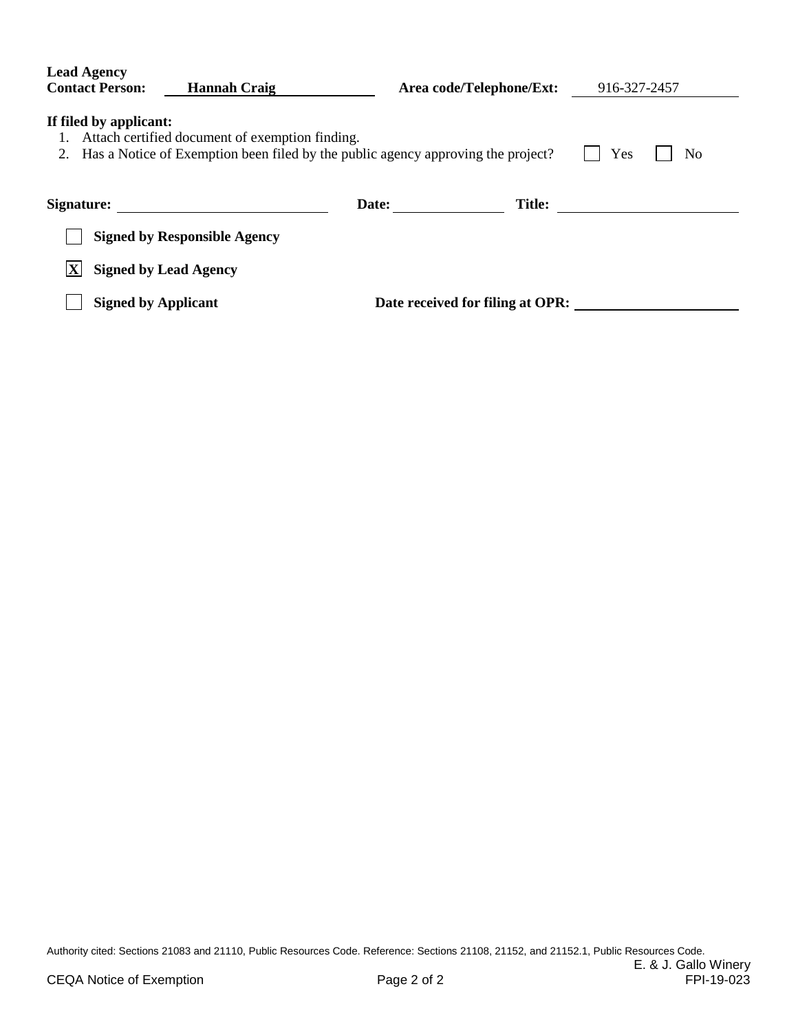**Lead Agency Contact Person:** Hannah Craig **Area code/Telephone/Ext:** 916-327-2457

**If filed by applicant:**

1. Attach certified document of exemption finding.
2. Has a Notice of Exemption been filed by the public agency approving the project? ☐ Yes ☐ No

**Signature:** ______________________ **Date:** ____________ **Title:** ______________________

☐ **Signed by Responsible Agency**

☒ **Signed by Lead Agency**

☐ **Signed by Applicant** **Date received for filing at OPR:** ______________________

Authority cited: Sections 21083 and 21110, Public Resources Code. Reference: Sections 21108, 21152, and 21152.1, Public Resources Code.

E. & J. Gallo Winery
FPI-19-023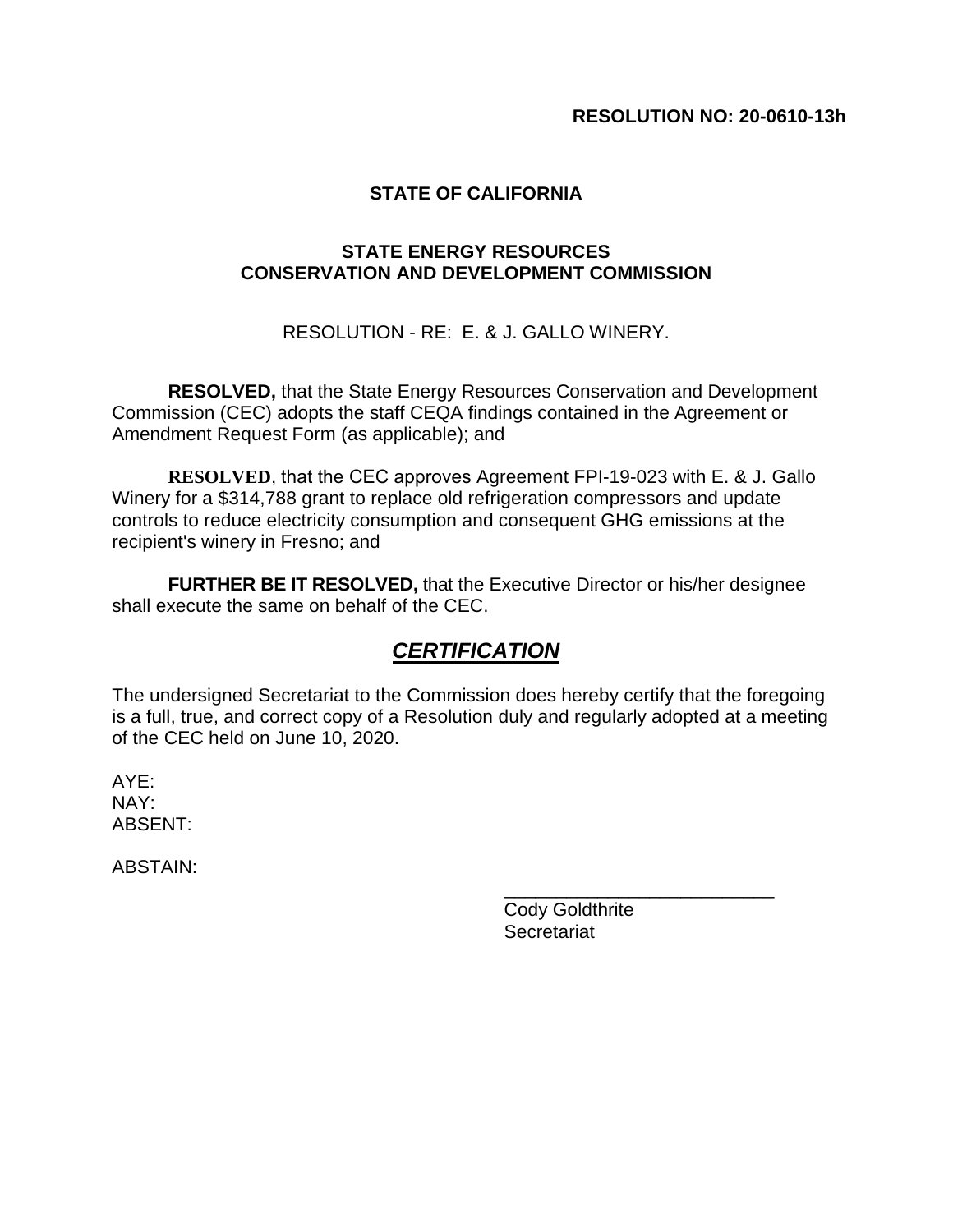**RESOLUTION NO: 20-0610-13h**

**STATE OF CALIFORNIA**

**STATE ENERGY RESOURCES
CONSERVATION AND DEVELOPMENT COMMISSION**

RESOLUTION - RE: E. & J. GALLO WINERY.

**RESOLVED,** that the State Energy Resources Conservation and Development Commission (CEC) adopts the staff CEQA findings contained in the Agreement or Amendment Request Form (as applicable); and

**RESOLVED**, that the CEC approves Agreement FPI-19-023 with E. & J. Gallo Winery for a $314,788 grant to replace old refrigeration compressors and update controls to reduce electricity consumption and consequent GHG emissions at the recipient's winery in Fresno; and

**FURTHER BE IT RESOLVED,** that the Executive Director or his/her designee shall execute the same on behalf of the CEC.

## ***CERTIFICATION***

The undersigned Secretariat to the Commission does hereby certify that the foregoing is a full, true, and correct copy of a Resolution duly and regularly adopted at a meeting of the CEC held on June 10, 2020.

AYE:
NAY:
ABSENT:

ABSTAIN:

___________________________
Cody Goldthrite
Secretariat